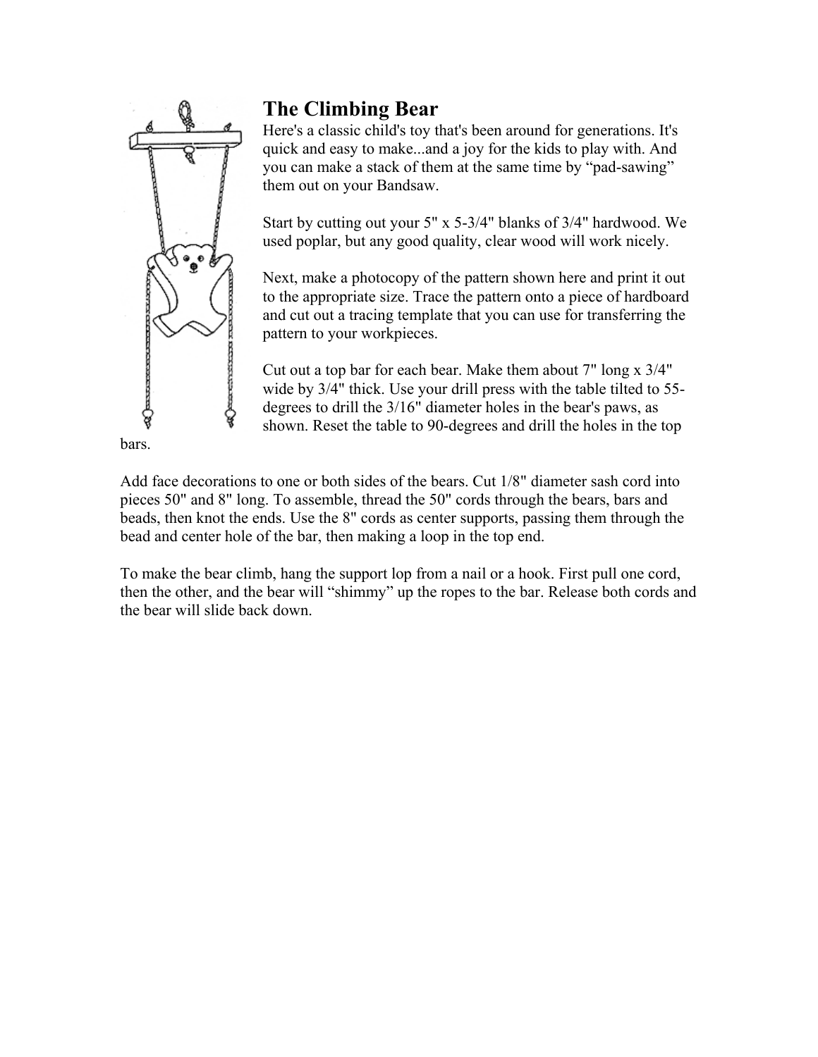# The Climbing Bear

Here's a classic child's toy that's been around for generations. It's quick and easy to make...and a joy for the kids to play with. And you can make a stack of them at the same time by "pad-sawing" them out on your Bandsaw.

Start by cutting out your 5" x 5-3/4" blanks of 3/4" hardwood. We used poplar, but any good quality, clear wood will work nicely.

Next, make a photocopy of the pattern shown here and print it out to the appropriate size. Trace the pattern onto a piece of hardboard and cut out a tracing template that you can use for transferring the pattern to your workpieces.

Cut out a top bar for each bear. Make them about 7" long x 3/4" wide by 3/4" thick. Use your drill press with the table tilted to 55-degrees to drill the 3/16" diameter holes in the bear's paws, as shown. Reset the table to 90-degrees and drill the holes in the top bars.

Add face decorations to one or both sides of the bears. Cut 1/8" diameter sash cord into pieces 50" and 8" long. To assemble, thread the 50" cords through the bears, bars and beads, then knot the ends. Use the 8" cords as center supports, passing them through the bead and center hole of the bar, then making a loop in the top end.

To make the bear climb, hang the support lop from a nail or a hook. First pull one cord, then the other, and the bear will "shimmy" up the ropes to the bar. Release both cords and the bear will slide back down.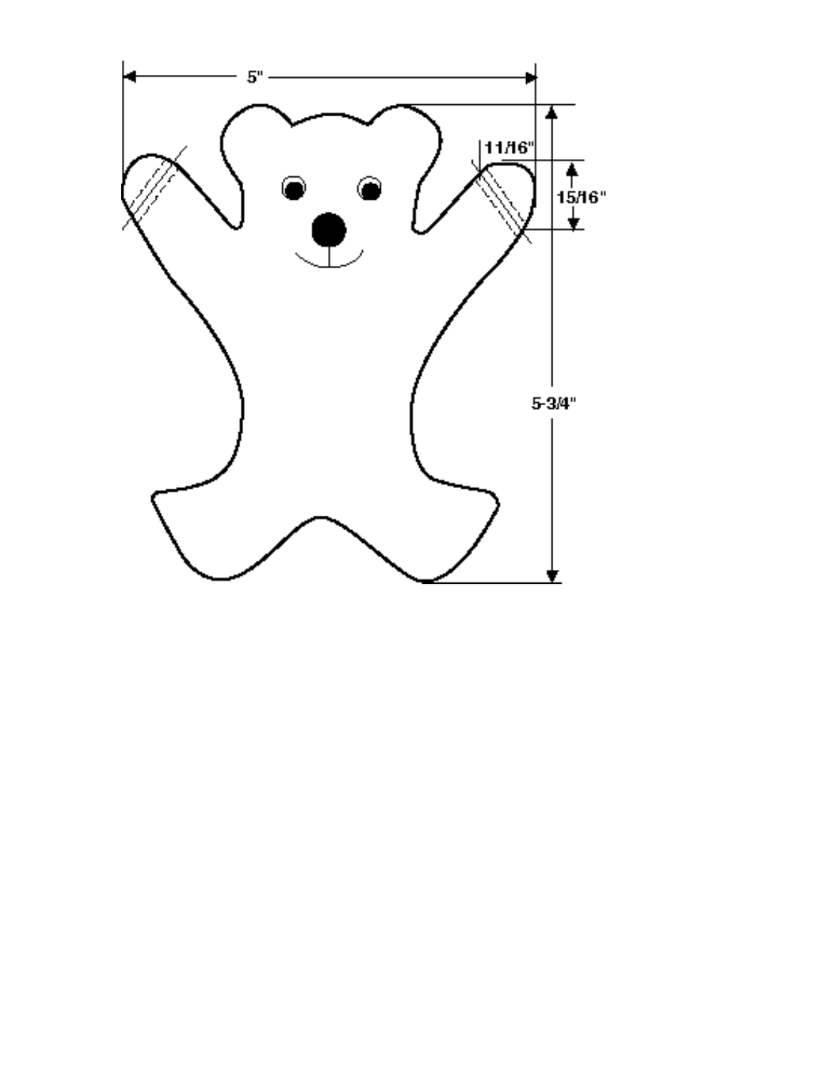5"

11/16"

15/16"

5-3/4"